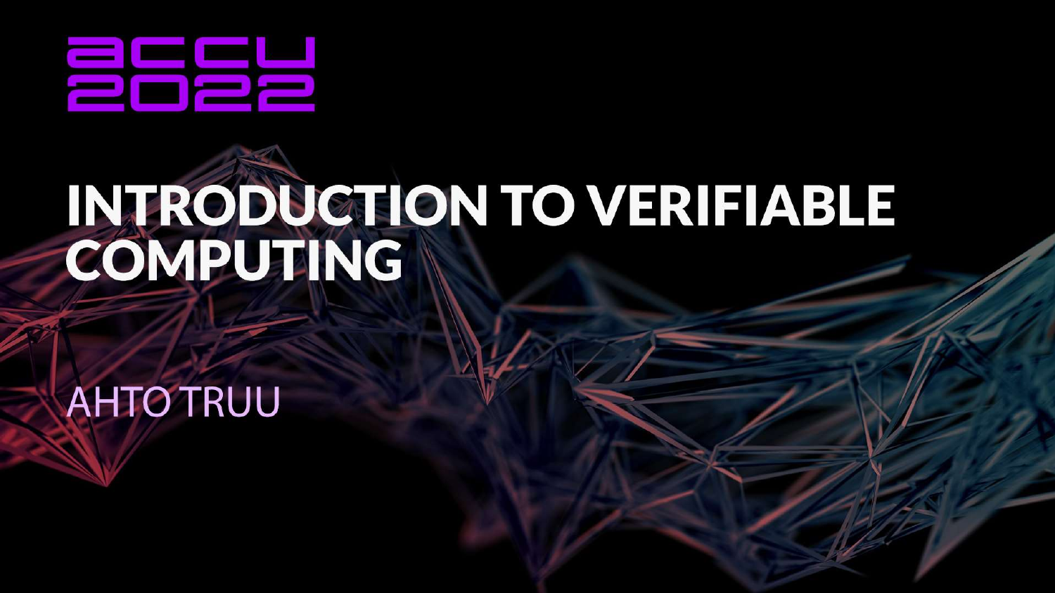accu 2022

# INTRODUCTION TO VERIFIABLE COMPUTING

AHTO TRUU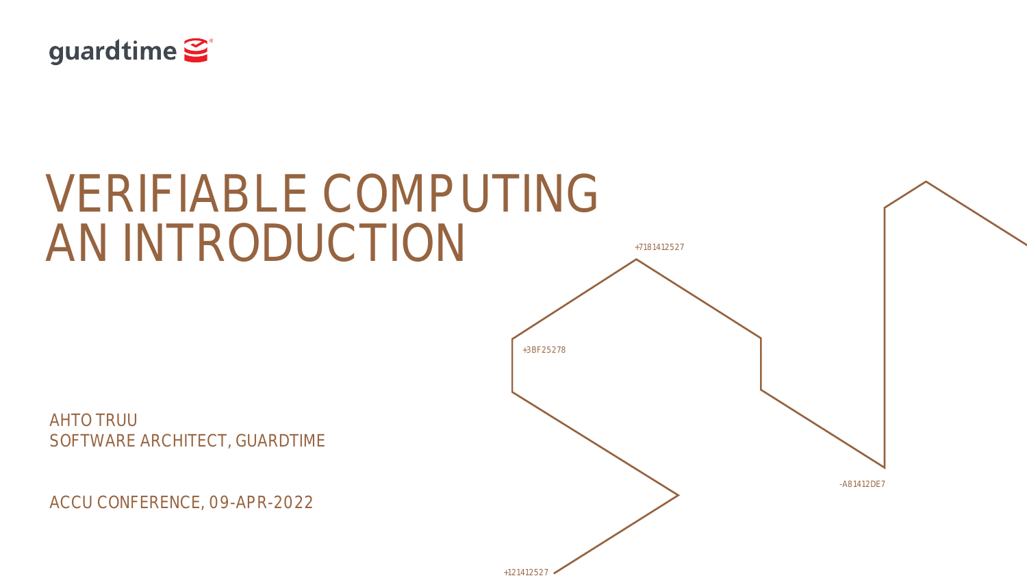guardtime

# VERIFIABLE COMPUTING AN INTRODUCTION

+7181412527

+3BF25278

-A81412DE7

+121412527

AHTO TRUU
SOFTWARE ARCHITECT, GUARDTIME

ACCU CONFERENCE, 09-APR-2022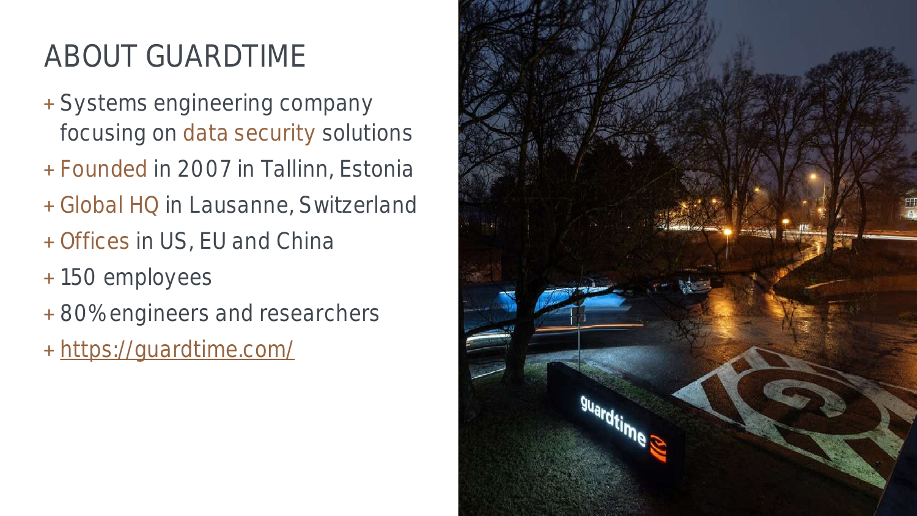# ABOUT GUARDTIME

- Systems engineering company focusing on data security solutions
- Founded in 2007 in Tallinn, Estonia
- Global HQ in Lausanne, Switzerland
- Offices in US, EU and China
- 150 employees
- 80% engineers and researchers
- [https://guardtime.com/](https://guardtime.com/)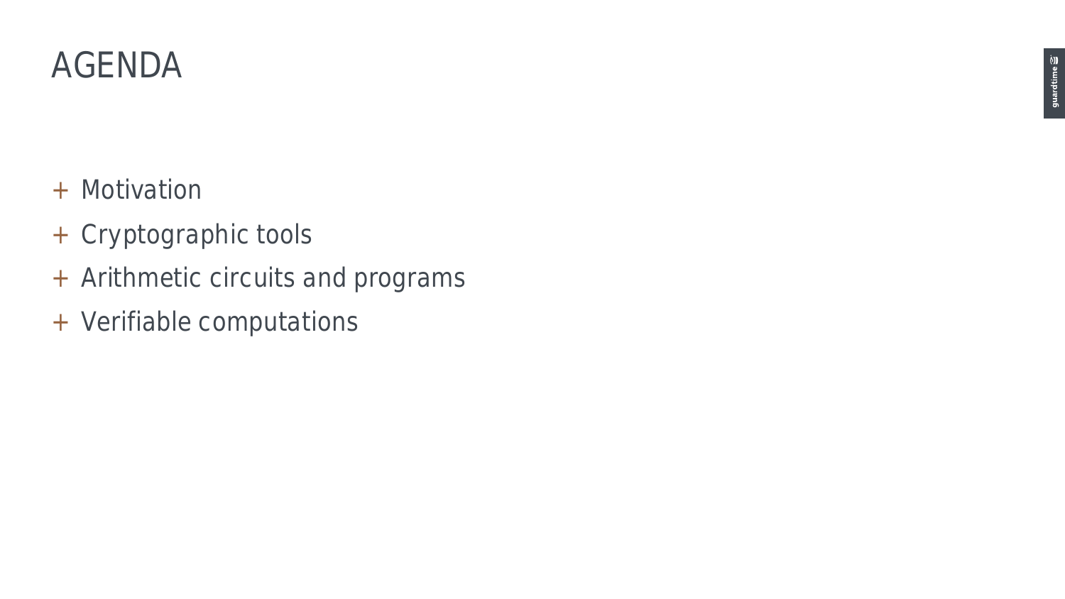# AGENDA

+ Motivation
+ Cryptographic tools
+ Arithmetic circuits and programs
+ Verifiable computations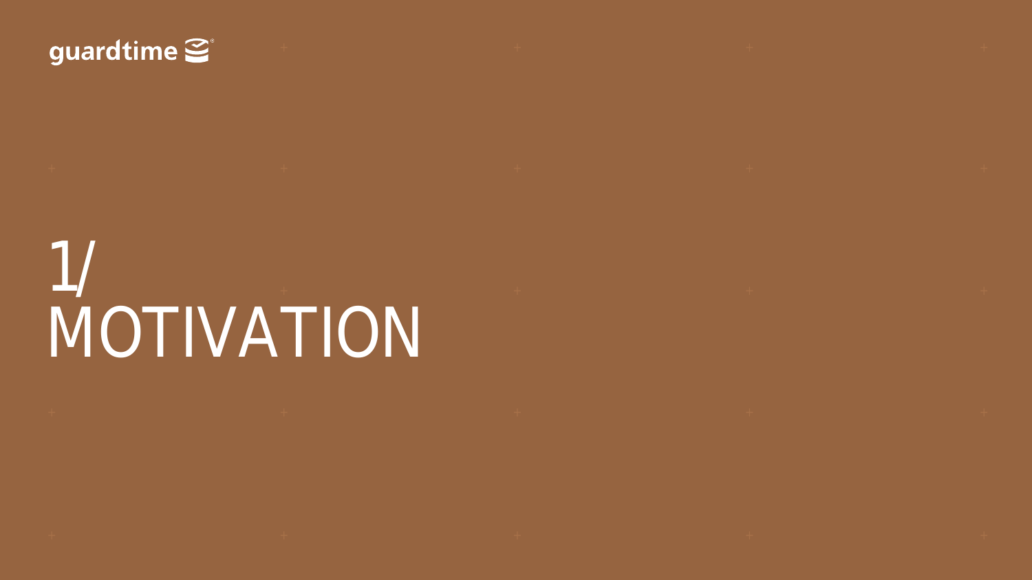# 1/ MOTIVATION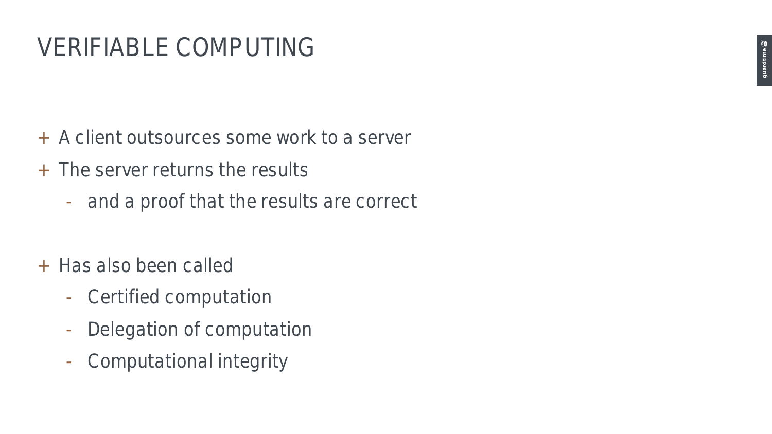# VERIFIABLE COMPUTING

- A client outsources some work to a server
- The server returns the results
  - and a proof that the results are correct

- Has also been called
  - Certified computation
  - Delegation of computation
  - Computational integrity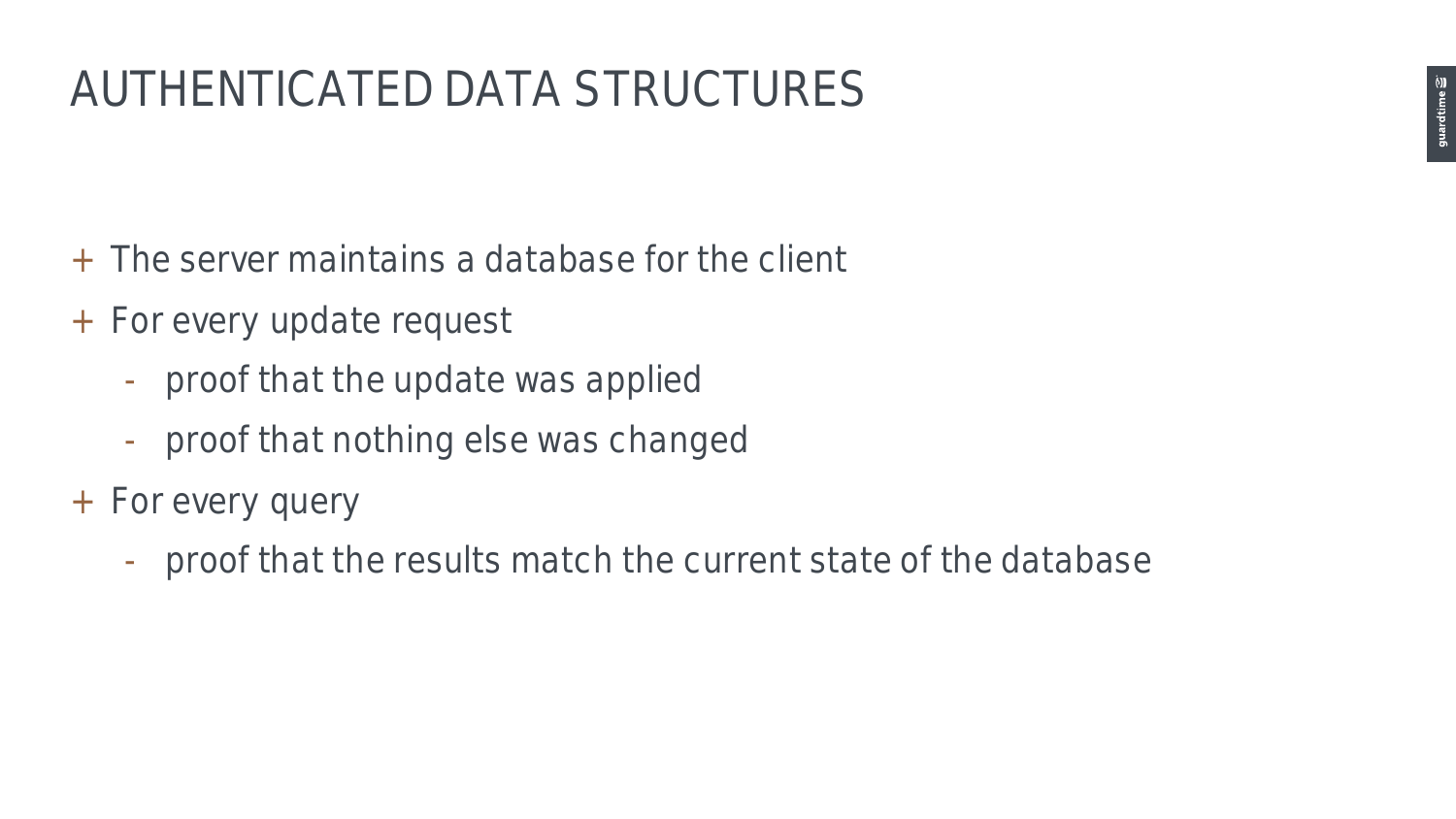# AUTHENTICATED DATA STRUCTURES

- The server maintains a database for the client
- For every update request
  - proof that the update was applied
  - proof that nothing else was changed
- For every query
  - proof that the results match the current state of the database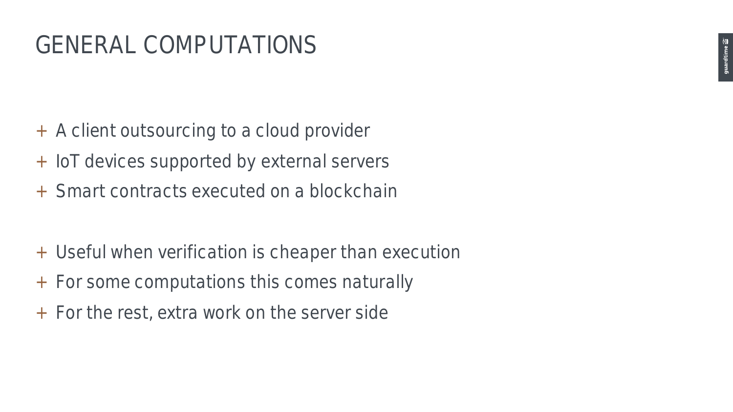# GENERAL COMPUTATIONS

- A client outsourcing to a cloud provider
- IoT devices supported by external servers
- Smart contracts executed on a blockchain

- Useful when verification is cheaper than execution
- For some computations this comes naturally
- For the rest, extra work on the server side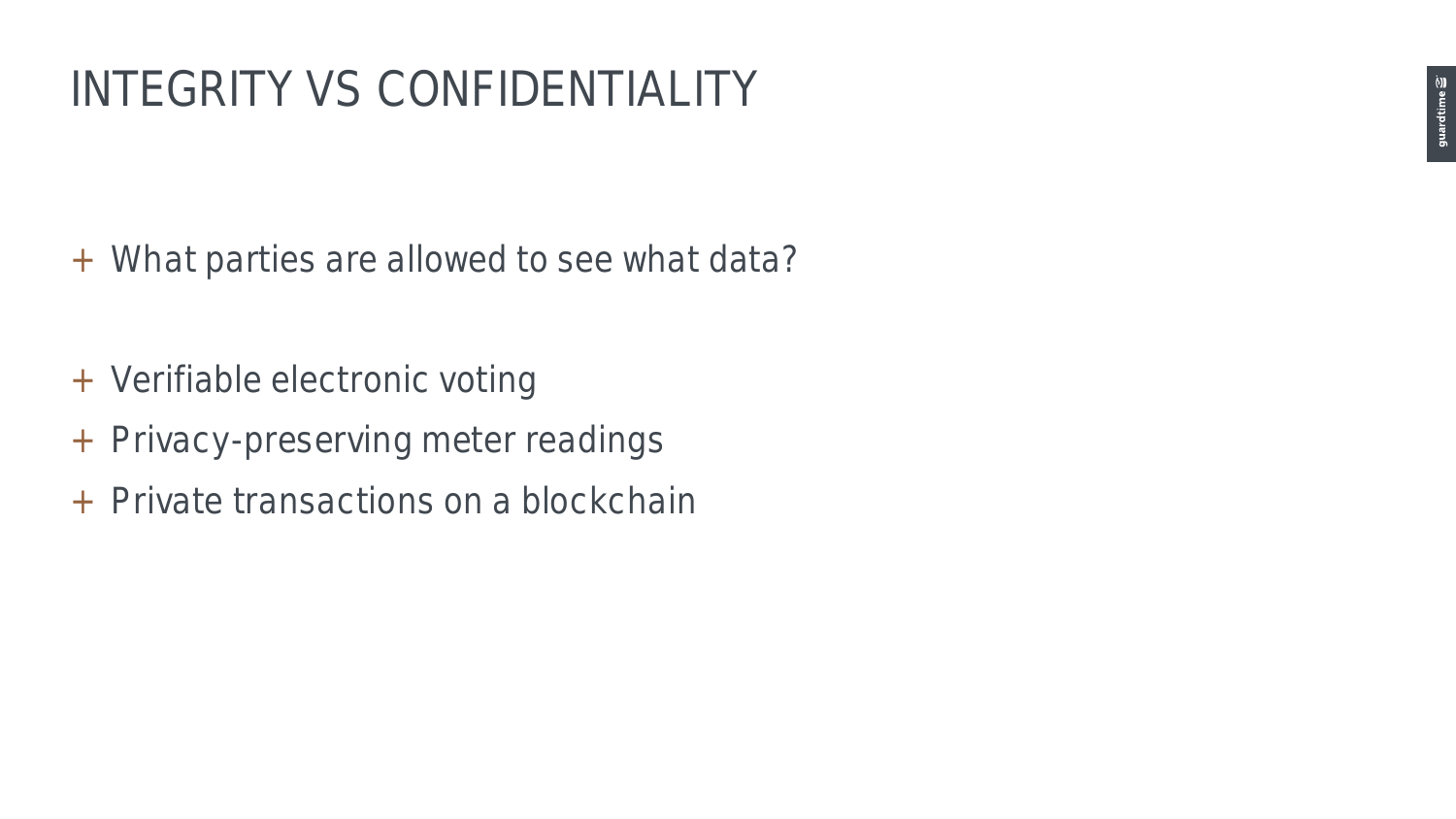# INTEGRITY VS CONFIDENTIALITY

- What parties are allowed to see what data?

- Verifiable electronic voting
- Privacy-preserving meter readings
- Private transactions on a blockchain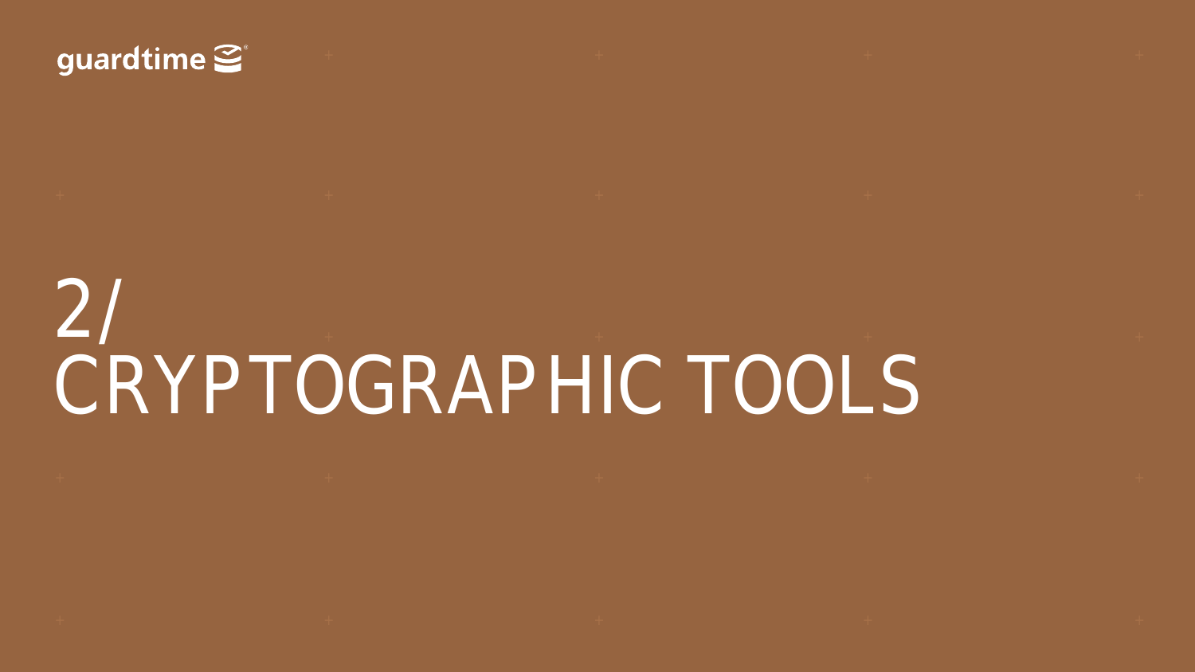# 2/ CRYPTOGRAPHIC TOOLS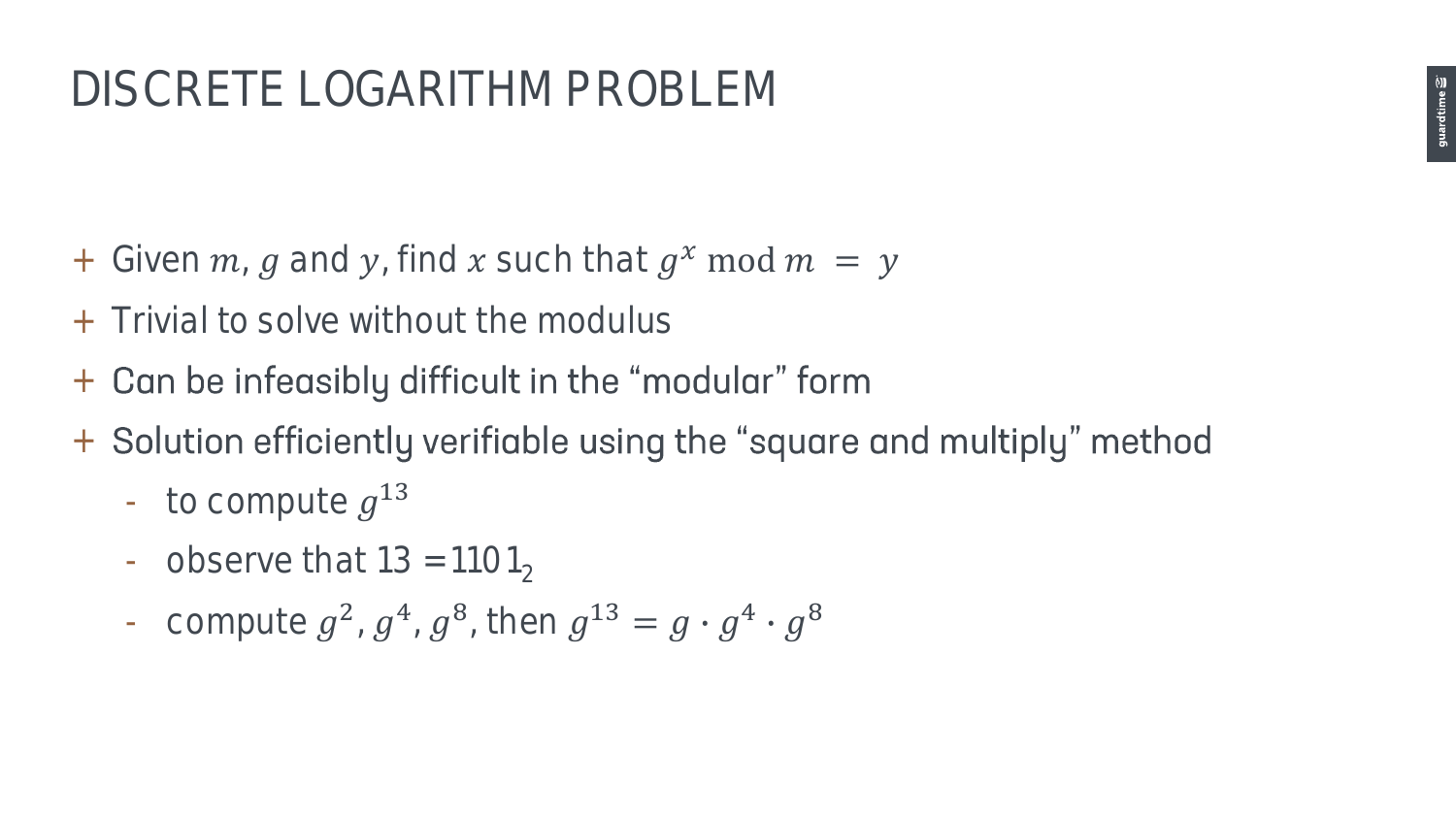# DISCRETE LOGARITHM PROBLEM

- Given $m$, $g$ and $y$, find $x$ such that $g^x \bmod m = y$
- Trivial to solve without the modulus
- Can be infeasibly difficult in the "modular" form
- Solution efficiently verifiable using the "square and multiply" method
  - to compute $g^{13}$
  - observe that $13 = 1101_2$
  - compute $g^2$, $g^4$, $g^8$, then $g^{13} = g \cdot g^4 \cdot g^8$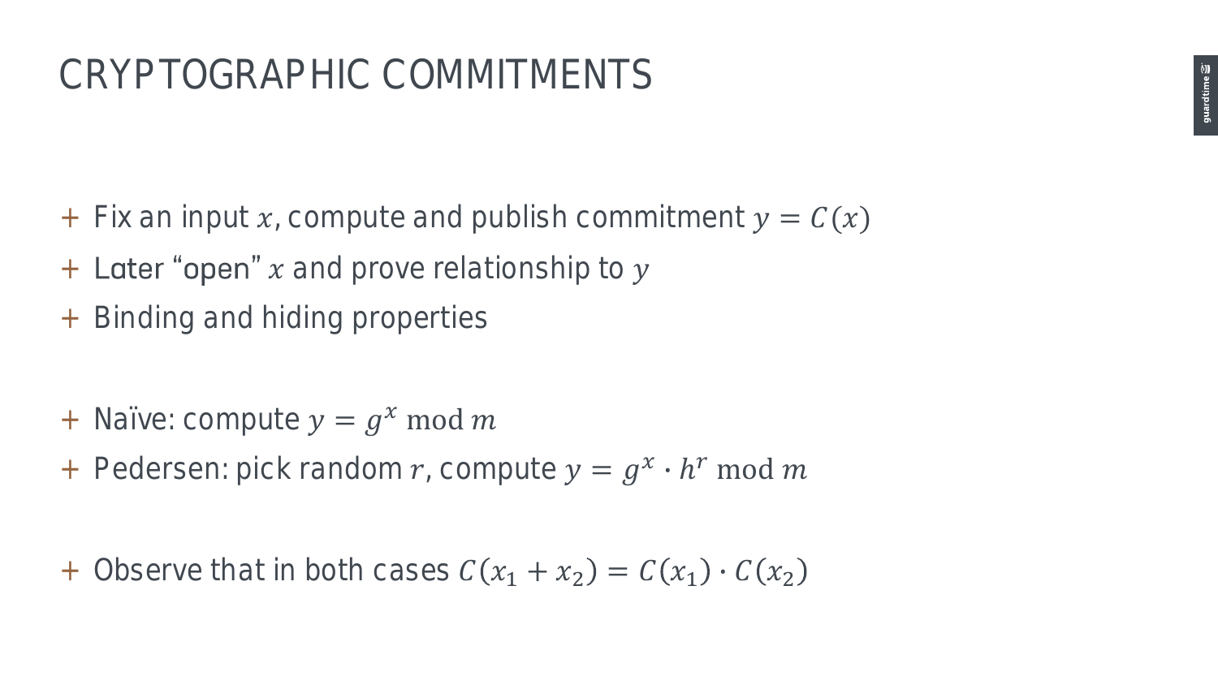# CRYPTOGRAPHIC COMMITMENTS

- Fix an input $x$, compute and publish commitment $y = C(x)$
- Later "open" $x$ and prove relationship to $y$
- Binding and hiding properties

- Naïve: compute $y = g^x \bmod m$
- Pedersen: pick random $r$, compute $y = g^x \cdot h^r \bmod m$

- Observe that in both cases $C(x_1 + x_2) = C(x_1) \cdot C(x_2)$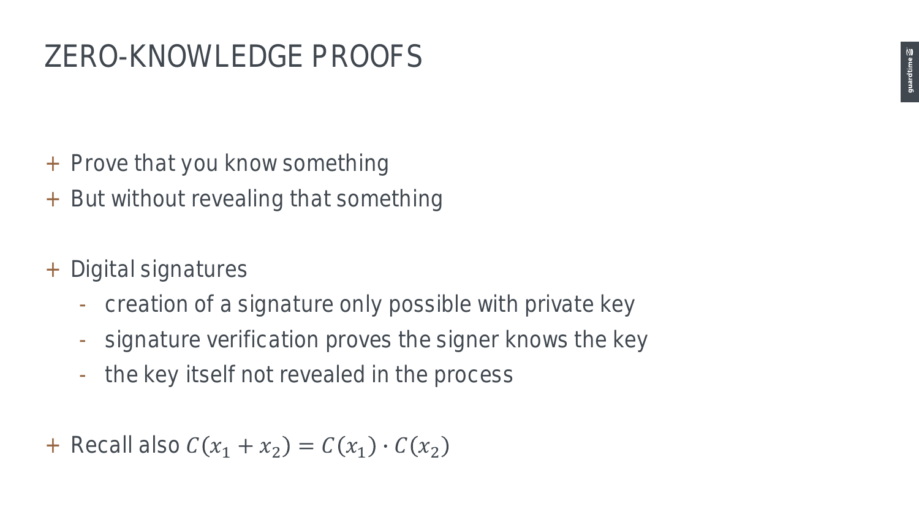# ZERO-KNOWLEDGE PROOFS

+ Prove that you know something
+ But without revealing that something

+ Digital signatures
  - creation of a signature only possible with private key
  - signature verification proves the signer knows the key
  - the key itself not revealed in the process

+ Recall also $C(x_1 + x_2) = C(x_1) \cdot C(x_2)$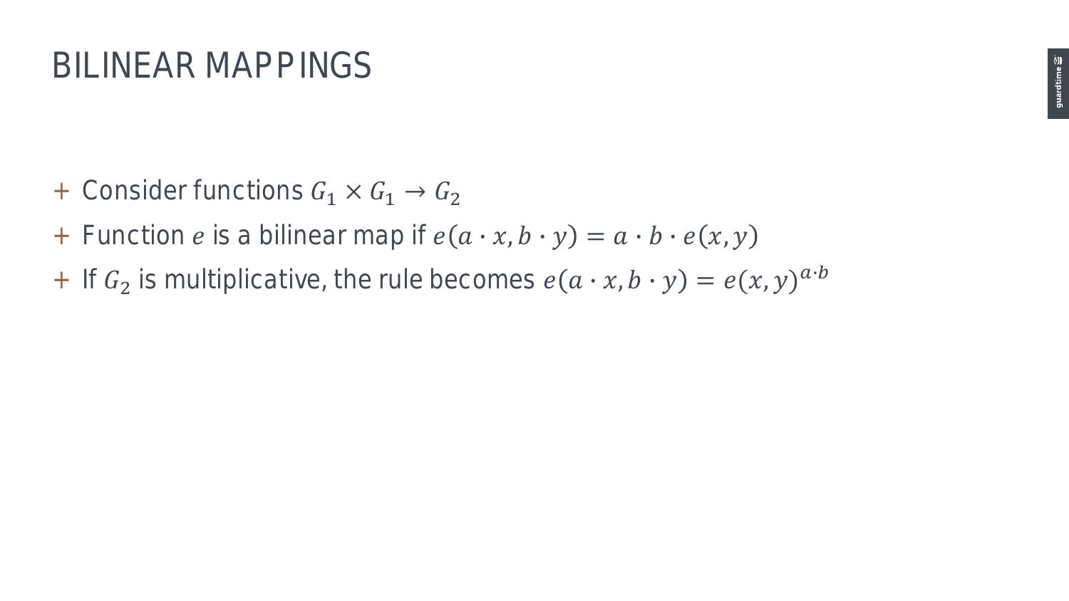# BILINEAR MAPPINGS

- Consider functions $G_1 \times G_1 \to G_2$
- Function $e$ is a bilinear map if $e(a \cdot x, b \cdot y) = a \cdot b \cdot e(x, y)$
- If $G_2$ is multiplicative, the rule becomes $e(a \cdot x, b \cdot y) = e(x, y)^{a \cdot b}$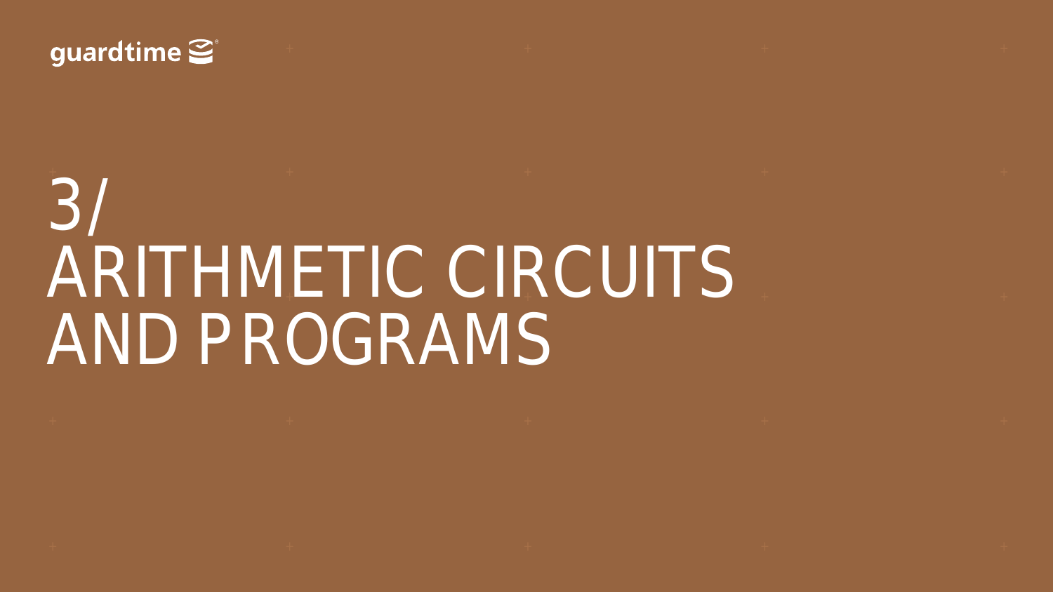# 3/ ARITHMETIC CIRCUITS AND PROGRAMS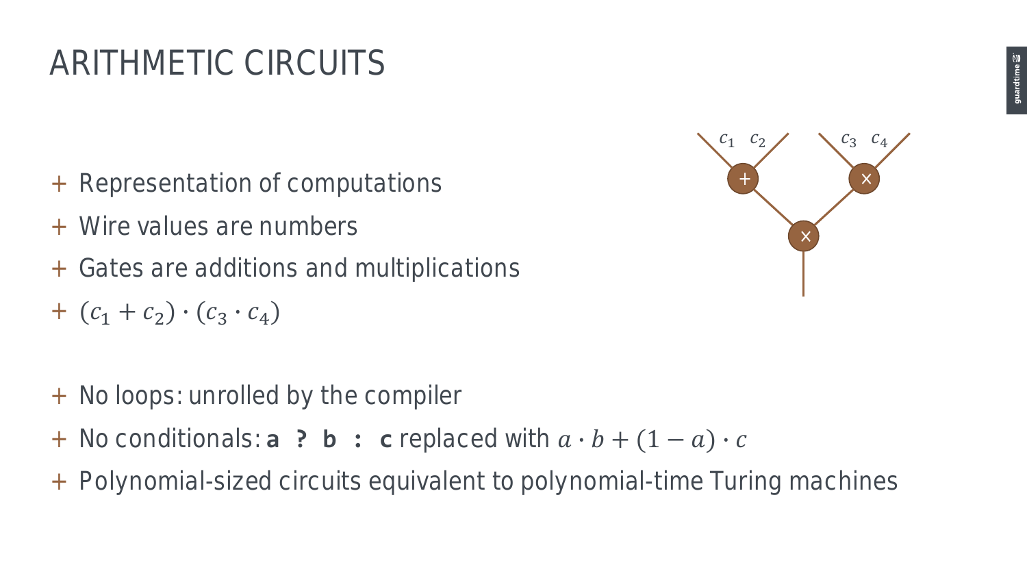# ARITHMETIC CIRCUITS

- Representation of computations
- Wire values are numbers
- Gates are additions and multiplications
- $(c_1 + c_2) \cdot (c_3 \cdot c_4)$

- No loops: unrolled by the compiler
- No conditionals: **a ? b : c** replaced with $a \cdot b + (1 - a) \cdot c$
- Polynomial-sized circuits equivalent to polynomial-time Turing machines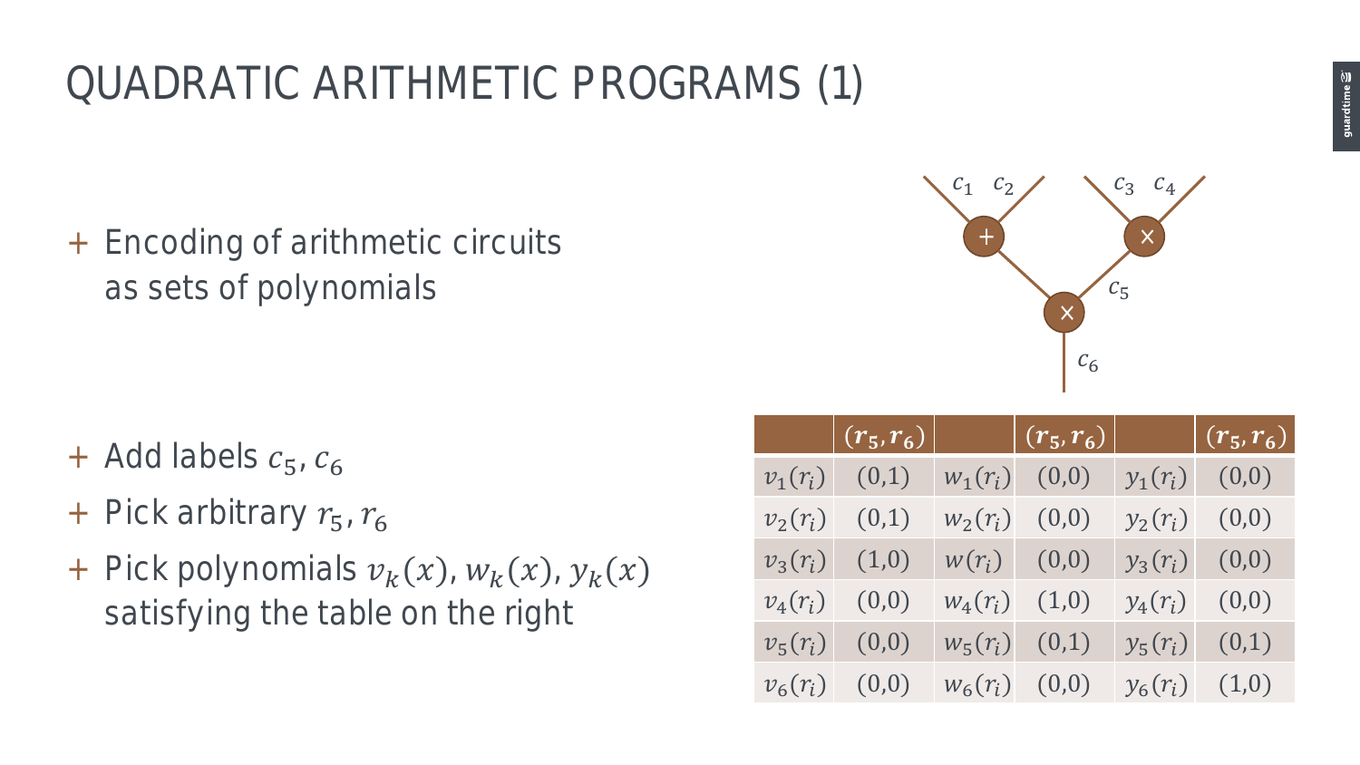# QUADRATIC ARITHMETIC PROGRAMS (1)

- Encoding of arithmetic circuits as sets of polynomials

- Add labels $c_5, c_6$
- Pick arbitrary $r_5, r_6$
- Pick polynomials $v_k(x)$, $w_k(x)$, $y_k(x)$ satisfying the table on the right

| | $(r_5, r_6)$ | | $(r_5, r_6)$ | | $(r_5, r_6)$ |
|---|---|---|---|---|---|
| $v_1(r_i)$ | (0,1) | $w_1(r_i)$ | (0,0) | $y_1(r_i)$ | (0,0) |
| $v_2(r_i)$ | (0,1) | $w_2(r_i)$ | (0,0) | $y_2(r_i)$ | (0,0) |
| $v_3(r_i)$ | (1,0) | $w(r_i)$ | (0,0) | $y_3(r_i)$ | (0,0) |
| $v_4(r_i)$ | (0,0) | $w_4(r_i)$ | (1,0) | $y_4(r_i)$ | (0,0) |
| $v_5(r_i)$ | (0,0) | $w_5(r_i)$ | (0,1) | $y_5(r_i)$ | (0,1) |
| $v_6(r_i)$ | (0,0) | $w_6(r_i)$ | (0,0) | $y_6(r_i)$ | (1,0) |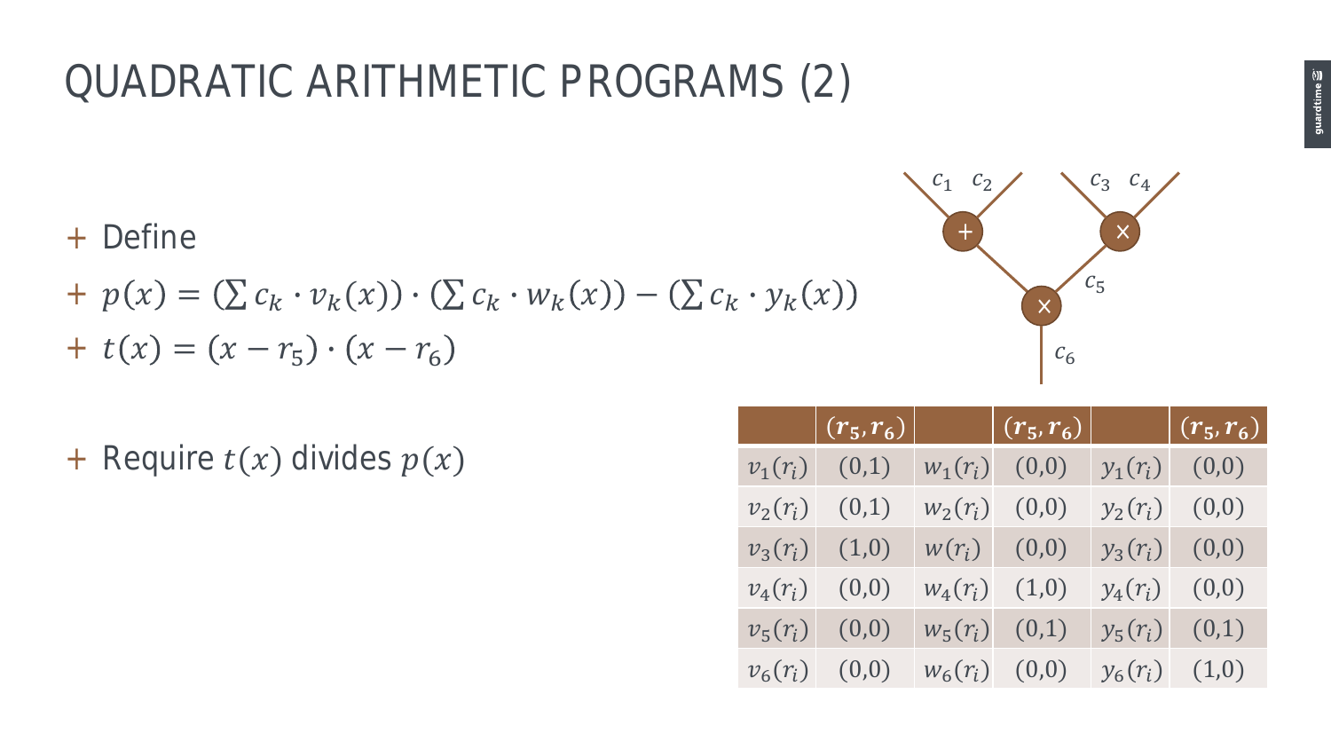# QUADRATIC ARITHMETIC PROGRAMS (2)

+ Define
+ $p(x) = (\sum c_k \cdot v_k(x)) \cdot (\sum c_k \cdot w_k(x)) - (\sum c_k \cdot y_k(x))$
+ $t(x) = (x - r_5) \cdot (x - r_6)$

+ Require $t(x)$ divides $p(x)$

| | $(r_5, r_6)$ | | $(r_5, r_6)$ | | $(r_5, r_6)$ |
|---|---|---|---|---|---|
| $v_1(r_i)$ | (0,1) | $w_1(r_i)$ | (0,0) | $y_1(r_i)$ | (0,0) |
| $v_2(r_i)$ | (0,1) | $w_2(r_i)$ | (0,0) | $y_2(r_i)$ | (0,0) |
| $v_3(r_i)$ | (1,0) | $w(r_i)$ | (0,0) | $y_3(r_i)$ | (0,0) |
| $v_4(r_i)$ | (0,0) | $w_4(r_i)$ | (1,0) | $y_4(r_i)$ | (0,0) |
| $v_5(r_i)$ | (0,0) | $w_5(r_i)$ | (0,1) | $y_5(r_i)$ | (0,1) |
| $v_6(r_i)$ | (0,0) | $w_6(r_i)$ | (0,0) | $y_6(r_i)$ | (1,0) |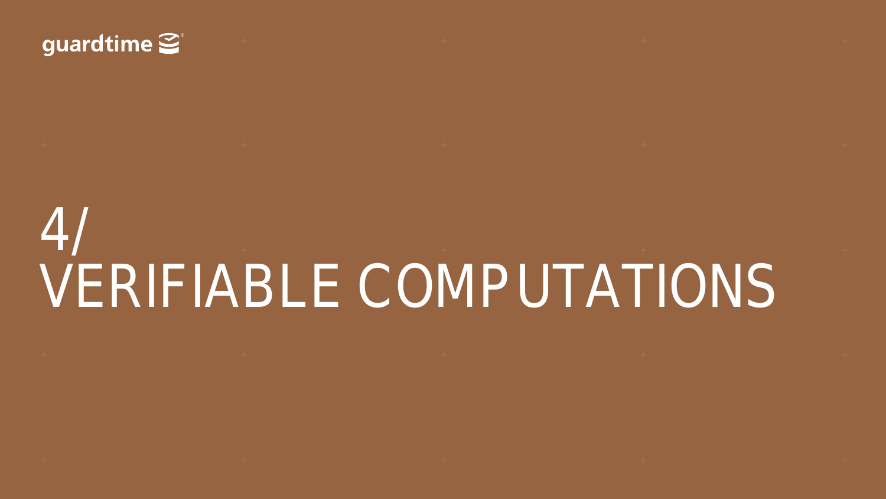# 4/ VERIFIABLE COMPUTATIONS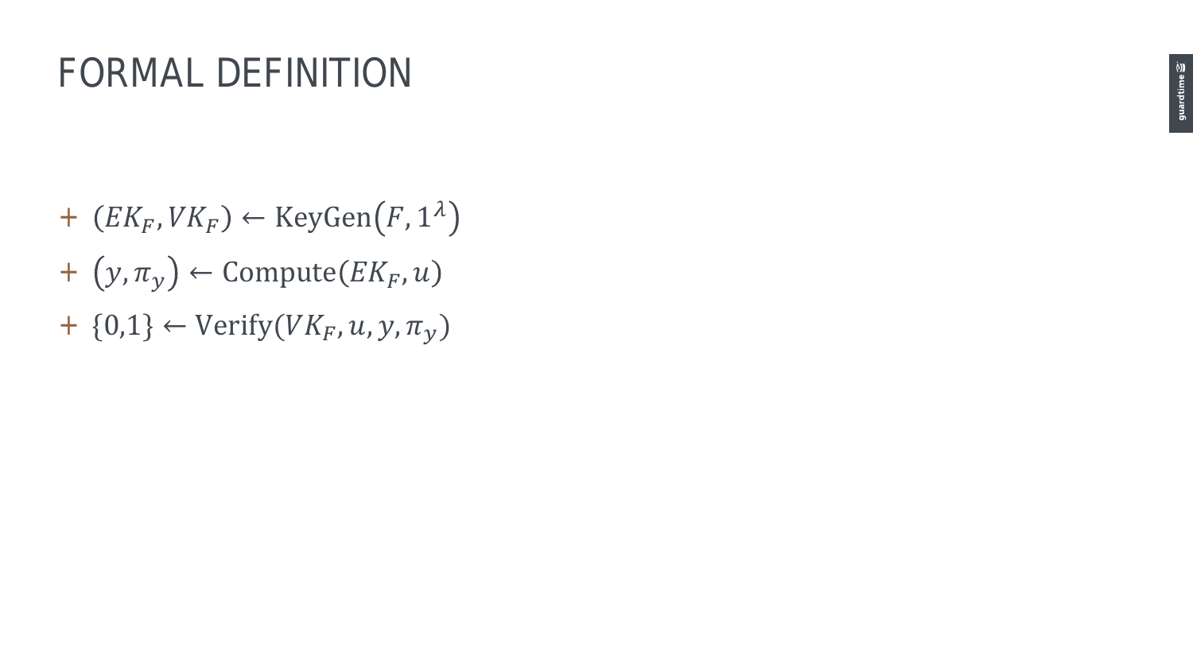# FORMAL DEFINITION

- $(EK_F, VK_F) \leftarrow \mathrm{KeyGen}(F, 1^{\lambda})$
- $(y, \pi_y) \leftarrow \mathrm{Compute}(EK_F, u)$
- $\{0,1\} \leftarrow \mathrm{Verify}(VK_F, u, y, \pi_y)$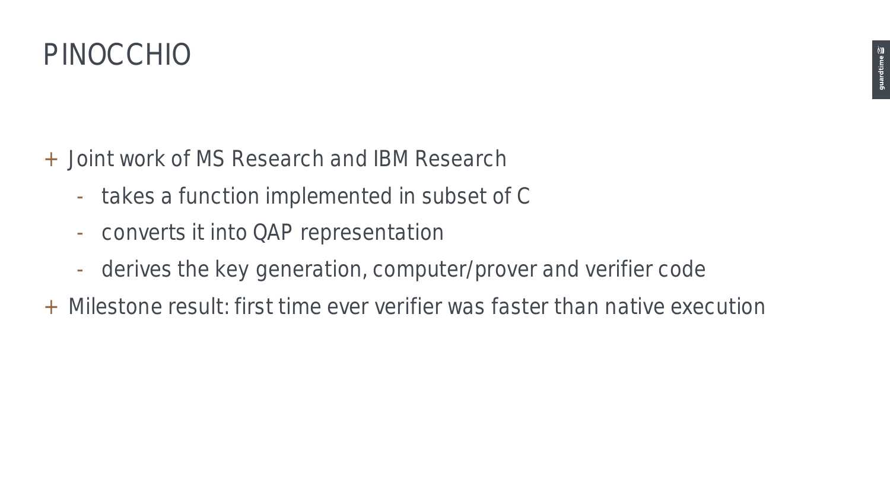# PINOCCHIO

+ Joint work of MS Research and IBM Research
  - takes a function implemented in subset of C
  - converts it into QAP representation
  - derives the key generation, computer/prover and verifier code
+ Milestone result: first time ever verifier was faster than native execution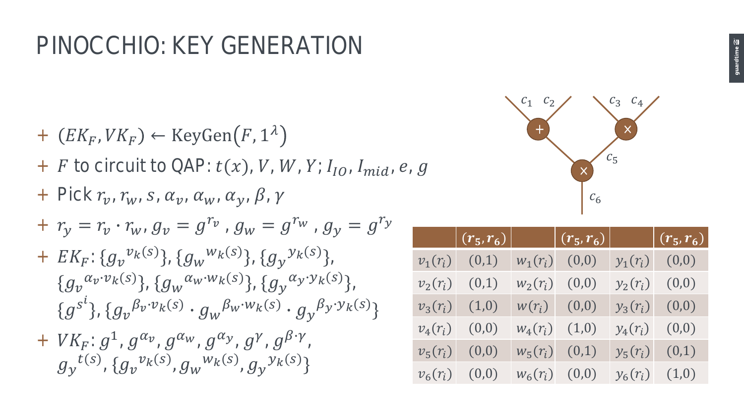# PINOCCHIO: KEY GENERATION

- $(EK_F, VK_F) \leftarrow \text{KeyGen}(F, 1^\lambda)$
- $F$ to circuit to QAP: $t(x), V, W, Y; I_{IO}, I_{mid}, e, g$
- Pick $r_v, r_w, s, \alpha_v, \alpha_w, \alpha_y, \beta, \gamma$
- $r_y = r_v \cdot r_w, g_v = g^{r_v}, g_w = g^{r_w}, g_y = g^{r_y}$
- $EK_F$: $\{g_v{}^{v_k(s)}\}, \{g_w{}^{w_k(s)}\}, \{g_y{}^{y_k(s)}\}$, $\{g_v{}^{\alpha_v \cdot v_k(s)}\}, \{g_w{}^{\alpha_w \cdot w_k(s)}\}, \{g_y{}^{\alpha_y \cdot y_k(s)}\}$, $\{g^{s^i}\}, \{g_v{}^{\beta_v \cdot v_k(s)} \cdot g_w{}^{\beta_w \cdot w_k(s)} \cdot g_y{}^{\beta_y \cdot y_k(s)}\}$
- $VK_F$: $g^1, g^{\alpha_v}, g^{\alpha_w}, g^{\alpha_y}, g^{\gamma}, g^{\beta \cdot \gamma}$, $g_y{}^{t(s)}, \{g_v{}^{v_k(s)}, g_w{}^{w_k(s)}, g_y{}^{y_k(s)}\}$

Circuit: $c_1 + c_2$ (gate $+$), $c_3 \times c_4 = c_5$ (gate $\times$), output of $+$ gate $\times$ $c_5$ = $c_6$.

| | $(r_5, r_6)$ | | $(r_5, r_6)$ | | $(r_5, r_6)$ |
|---|---|---|---|---|---|
| $v_1(r_i)$ | (0,1) | $w_1(r_i)$ | (0,0) | $y_1(r_i)$ | (0,0) |
| $v_2(r_i)$ | (0,1) | $w_2(r_i)$ | (0,0) | $y_2(r_i)$ | (0,0) |
| $v_3(r_i)$ | (1,0) | $w(r_i)$ | (0,0) | $y_3(r_i)$ | (0,0) |
| $v_4(r_i)$ | (0,0) | $w_4(r_i)$ | (1,0) | $y_4(r_i)$ | (0,0) |
| $v_5(r_i)$ | (0,0) | $w_5(r_i)$ | (0,1) | $y_5(r_i)$ | (0,1) |
| $v_6(r_i)$ | (0,0) | $w_6(r_i)$ | (0,0) | $y_6(r_i)$ | (1,0) |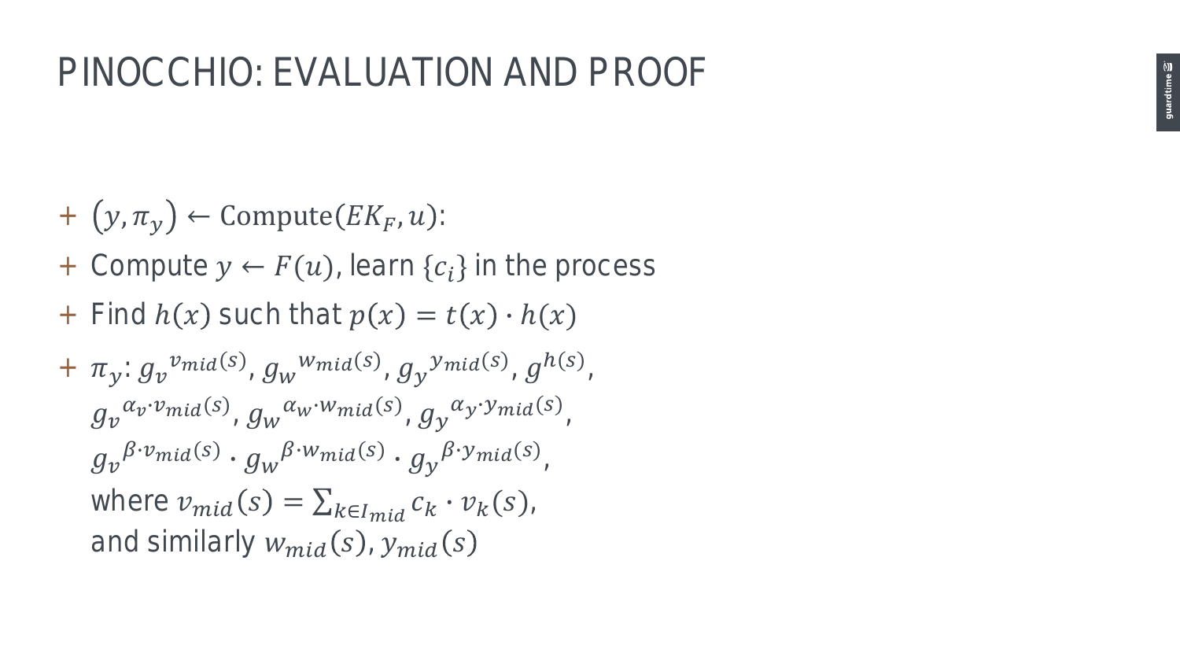# PINOCCHIO: EVALUATION AND PROOF

- $(y, \pi_y) \leftarrow \text{Compute}(EK_F, u)$:
- Compute $y \leftarrow F(u)$, learn $\{c_i\}$ in the process
- Find $h(x)$ such that $p(x) = t(x) \cdot h(x)$
- $\pi_y$: ${g_v}^{v_{mid}(s)}$, ${g_w}^{w_{mid}(s)}$, ${g_y}^{y_{mid}(s)}$, $g^{h(s)}$,
  ${g_v}^{\alpha_v \cdot v_{mid}(s)}$, ${g_w}^{\alpha_w \cdot w_{mid}(s)}$, ${g_y}^{\alpha_y \cdot y_{mid}(s)}$,
  ${g_v}^{\beta \cdot v_{mid}(s)} \cdot {g_w}^{\beta \cdot w_{mid}(s)} \cdot {g_y}^{\beta \cdot y_{mid}(s)}$,
  where $v_{mid}(s) = \sum_{k \in I_{mid}} c_k \cdot v_k(s)$,
  and similarly $w_{mid}(s)$, $y_{mid}(s)$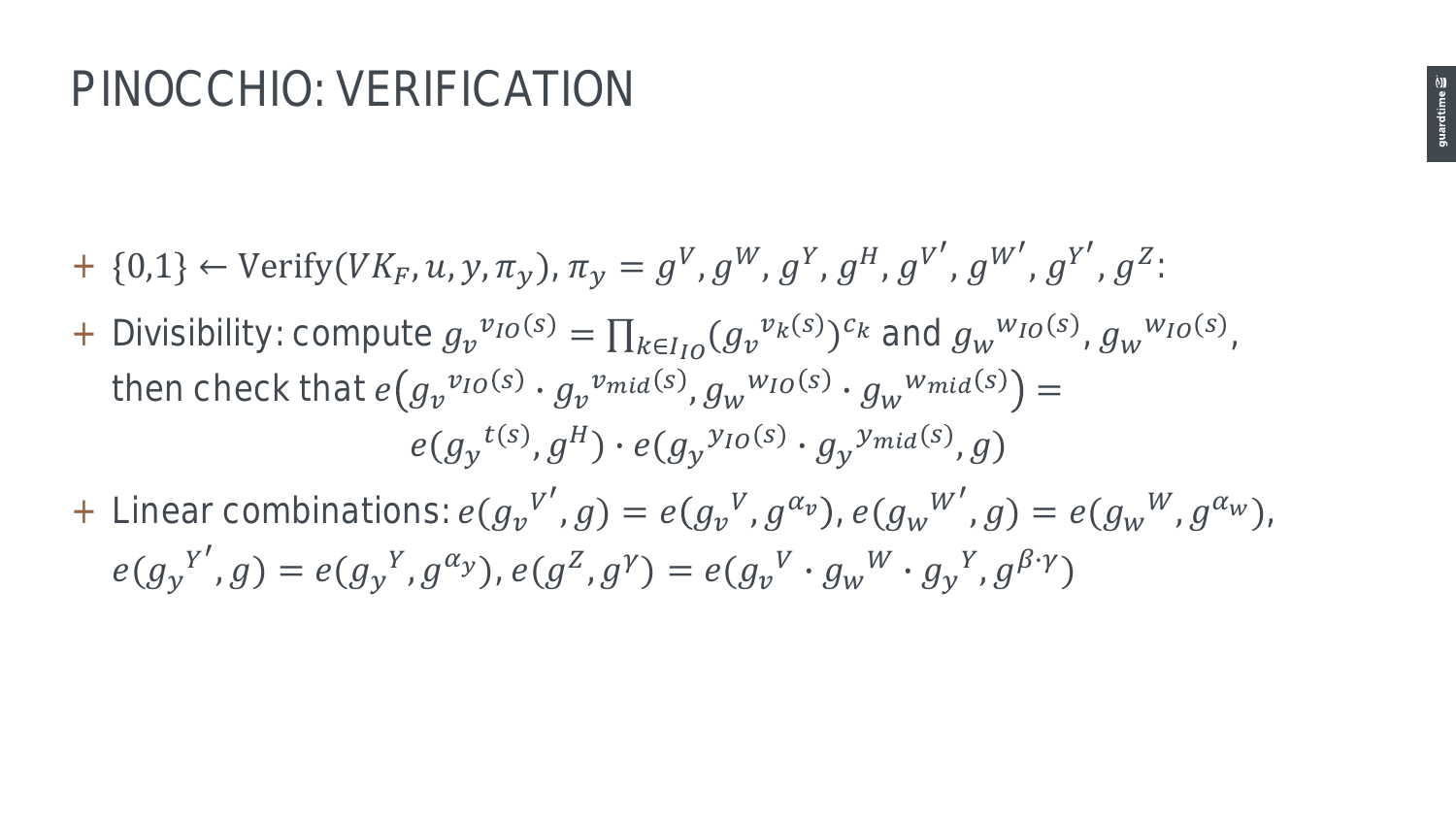# PINOCCHIO: VERIFICATION

- $\{0,1\} \leftarrow \mathrm{Verify}(VK_F, u, y, \pi_y)$, $\pi_y = g^V, g^W, g^Y, g^H, g^{V'}, g^{W'}, g^{Y'}, g^Z$:
- Divisibility: compute ${g_v}^{v_{IO}(s)} = \prod_{k \in I_{IO}} ({g_v}^{v_k(s)})^{c_k}$ and ${g_w}^{w_{IO}(s)}, {g_w}^{w_{IO}(s)}$, then check that $e\left({g_v}^{v_{IO}(s)} \cdot {g_v}^{v_{mid}(s)}, {g_w}^{w_{IO}(s)} \cdot {g_w}^{w_{mid}(s)}\right) =$
  $$e({g_y}^{t(s)}, g^H) \cdot e({g_y}^{y_{IO}(s)} \cdot {g_y}^{y_{mid}(s)}, g)$$
- Linear combinations: $e({g_v}^{V'}, g) = e({g_v}^{V}, g^{\alpha_v})$, $e({g_w}^{W'}, g) = e({g_w}^{W}, g^{\alpha_w})$, $e({g_y}^{Y'}, g) = e({g_y}^{Y}, g^{\alpha_y})$, $e(g^Z, g^\gamma) = e({g_v}^{V} \cdot {g_w}^{W} \cdot {g_y}^{Y}, g^{\beta \cdot \gamma})$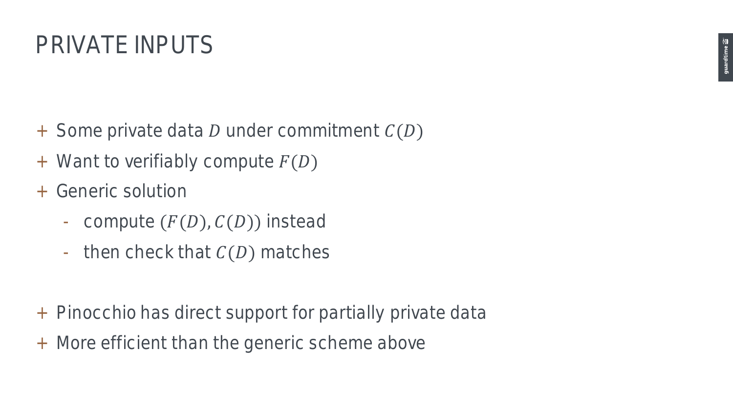# PRIVATE INPUTS

- Some private data $D$ under commitment $C(D)$
- Want to verifiably compute $F(D)$
- Generic solution
  - compute $(F(D), C(D))$ instead
  - then check that $C(D)$ matches

- Pinocchio has direct support for partially private data
- More efficient than the generic scheme above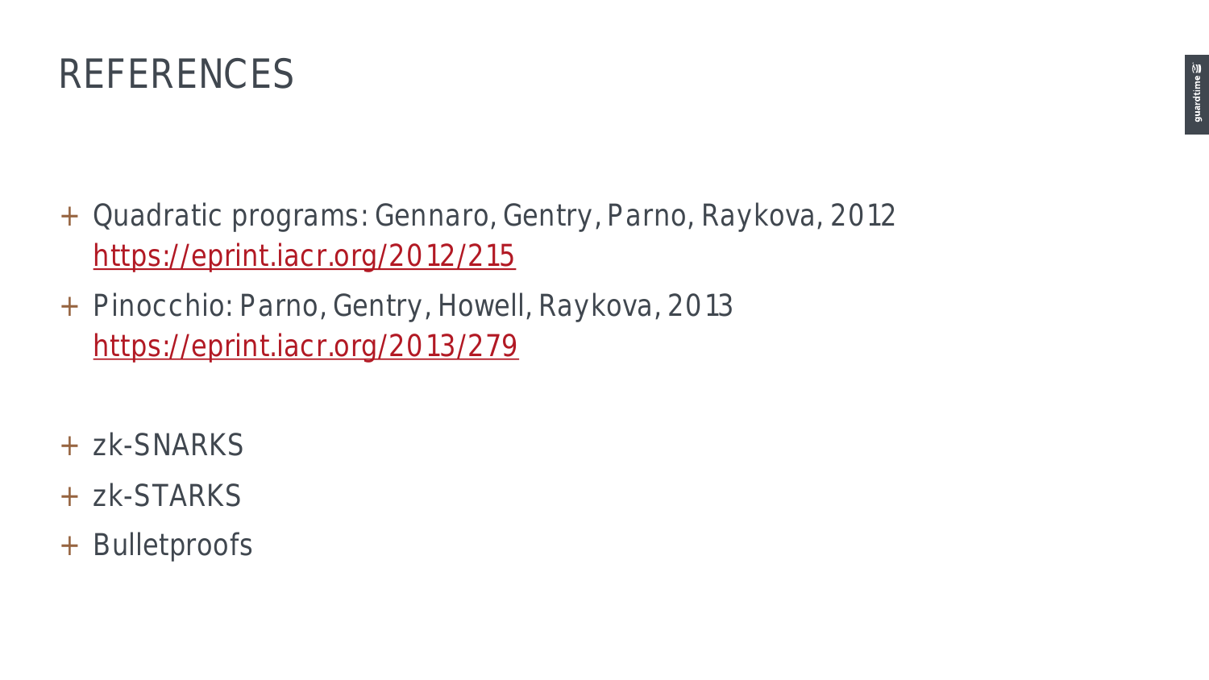# REFERENCES

- Quadratic programs: Gennaro, Gentry, Parno, Raykova, 2012
  https://eprint.iacr.org/2012/215
- Pinocchio: Parno, Gentry, Howell, Raykova, 2013
  https://eprint.iacr.org/2013/279

- zk-SNARKS
- zk-STARKS
- Bulletproofs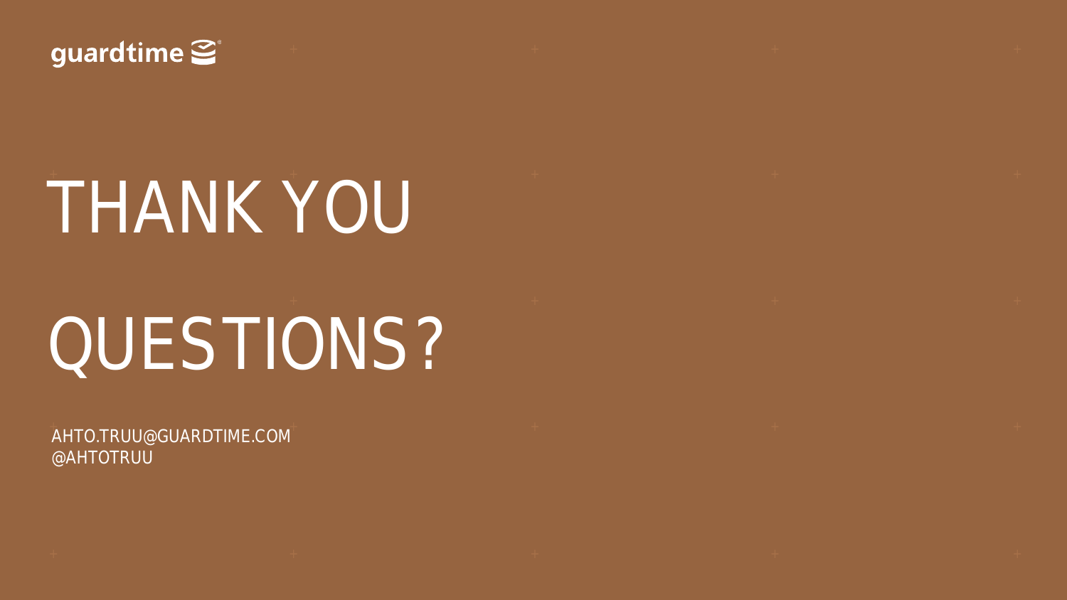guardtime

# THANK YOU

# QUESTIONS?

AHTO.TRUU@GUARDTIME.COM
@AHTOTRUU